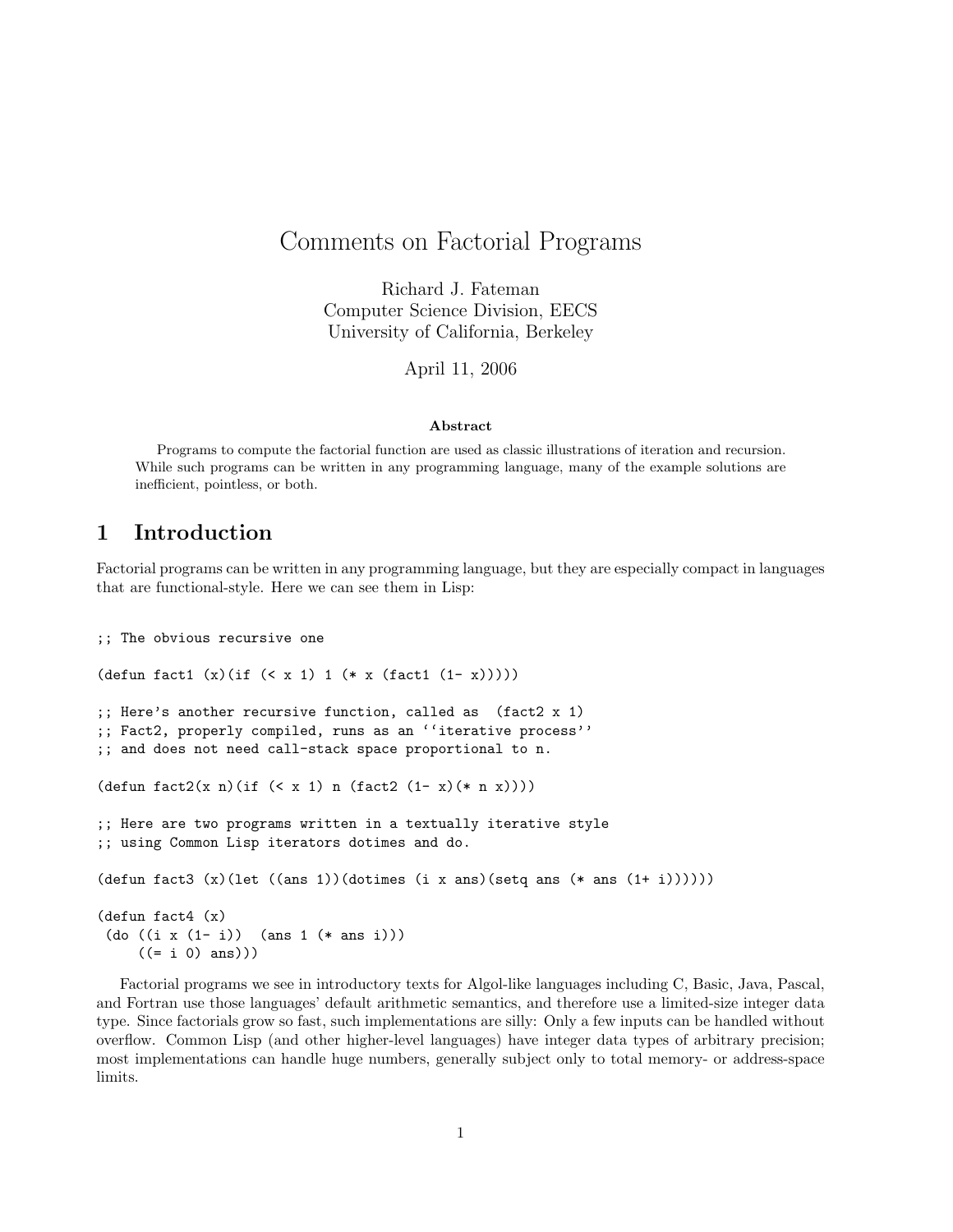# Comments on Factorial Programs

Richard J. Fateman
Computer Science Division, EECS
University of California, Berkeley

April 11, 2006

**Abstract**

Programs to compute the factorial function are used as classic illustrations of iteration and recursion. While such programs can be written in any programming language, many of the example solutions are inefficient, pointless, or both.

## 1 Introduction

Factorial programs can be written in any programming language, but they are especially compact in languages that are functional-style. Here we can see them in Lisp:

```
;; The obvious recursive one

(defun fact1 (x)(if (< x 1) 1 (* x (fact1 (1- x)))))

;; Here's another recursive function, called as  (fact2 x 1)
;; Fact2, properly compiled, runs as an ''iterative process''
;; and does not need call-stack space proportional to n.

(defun fact2(x n)(if (< x 1) n (fact2 (1- x)(* n x))))

;; Here are two programs written in a textually iterative style
;; using Common Lisp iterators dotimes and do.

(defun fact3 (x)(let ((ans 1))(dotimes (i x ans)(setq ans (* ans (1+ i))))))

(defun fact4 (x)
 (do ((i x (1- i))  (ans 1 (* ans i)))
     ((= i 0) ans)))
```

Factorial programs we see in introductory texts for Algol-like languages including C, Basic, Java, Pascal, and Fortran use those languages' default arithmetic semantics, and therefore use a limited-size integer data type. Since factorials grow so fast, such implementations are silly: Only a few inputs can be handled without overflow. Common Lisp (and other higher-level languages) have integer data types of arbitrary precision; most implementations can handle huge numbers, generally subject only to total memory- or address-space limits.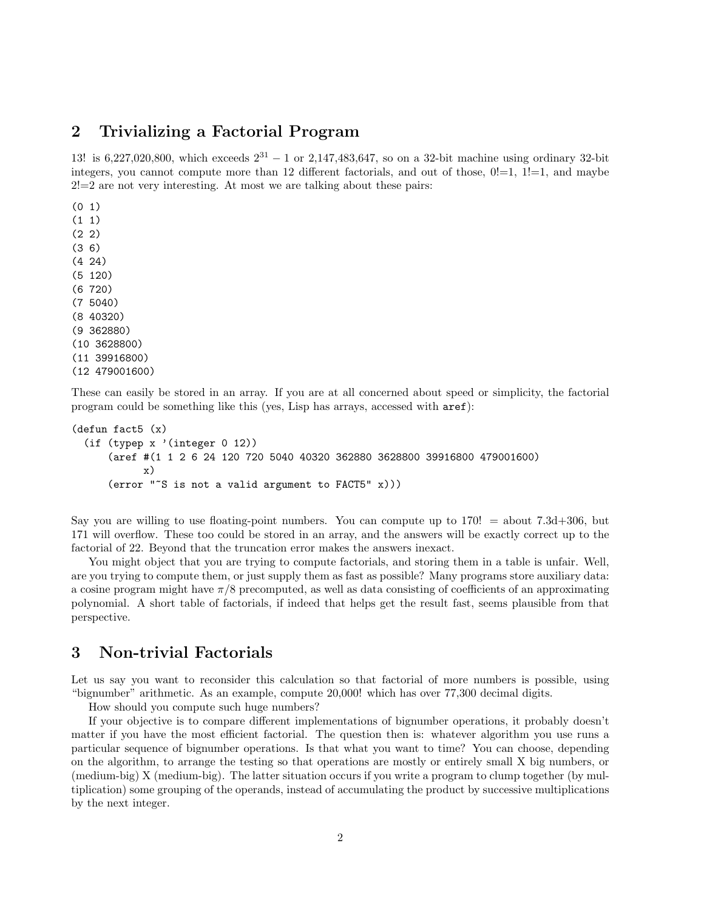## 2 Trivializing a Factorial Program

13! is 6,227,020,800, which exceeds $2^{31} - 1$ or 2,147,483,647, so on a 32-bit machine using ordinary 32-bit integers, you cannot compute more than 12 different factorials, and out of those, 0!=1, 1!=1, and maybe 2!=2 are not very interesting. At most we are talking about these pairs:

```
(0 1)
(1 1)
(2 2)
(3 6)
(4 24)
(5 120)
(6 720)
(7 5040)
(8 40320)
(9 362880)
(10 3628800)
(11 39916800)
(12 479001600)
```

These can easily be stored in an array. If you are at all concerned about speed or simplicity, the factorial program could be something like this (yes, Lisp has arrays, accessed with `aref`):

```
(defun fact5 (x)
  (if (typep x '(integer 0 12))
      (aref #(1 1 2 6 24 120 720 5040 40320 362880 3628800 39916800 479001600)
            x)
      (error "~S is not a valid argument to FACT5" x)))
```

Say you are willing to use floating-point numbers. You can compute up to 170! = about 7.3d+306, but 171 will overflow. These too could be stored in an array, and the answers will be exactly correct up to the factorial of 22. Beyond that the truncation error makes the answers inexact.

You might object that you are trying to compute factorials, and storing them in a table is unfair. Well, are you trying to compute them, or just supply them as fast as possible? Many programs store auxiliary data: a cosine program might have $\pi/8$ precomputed, as well as data consisting of coefficients of an approximating polynomial. A short table of factorials, if indeed that helps get the result fast, seems plausible from that perspective.

## 3 Non-trivial Factorials

Let us say you want to reconsider this calculation so that factorial of more numbers is possible, using "bignumber" arithmetic. As an example, compute 20,000! which has over 77,300 decimal digits.

How should you compute such huge numbers?

If your objective is to compare different implementations of bignumber operations, it probably doesn't matter if you have the most efficient factorial. The question then is: whatever algorithm you use runs a particular sequence of bignumber operations. Is that what you want to time? You can choose, depending on the algorithm, to arrange the testing so that operations are mostly or entirely small X big numbers, or (medium-big) X (medium-big). The latter situation occurs if you write a program to clump together (by multiplication) some grouping of the operands, instead of accumulating the product by successive multiplications by the next integer.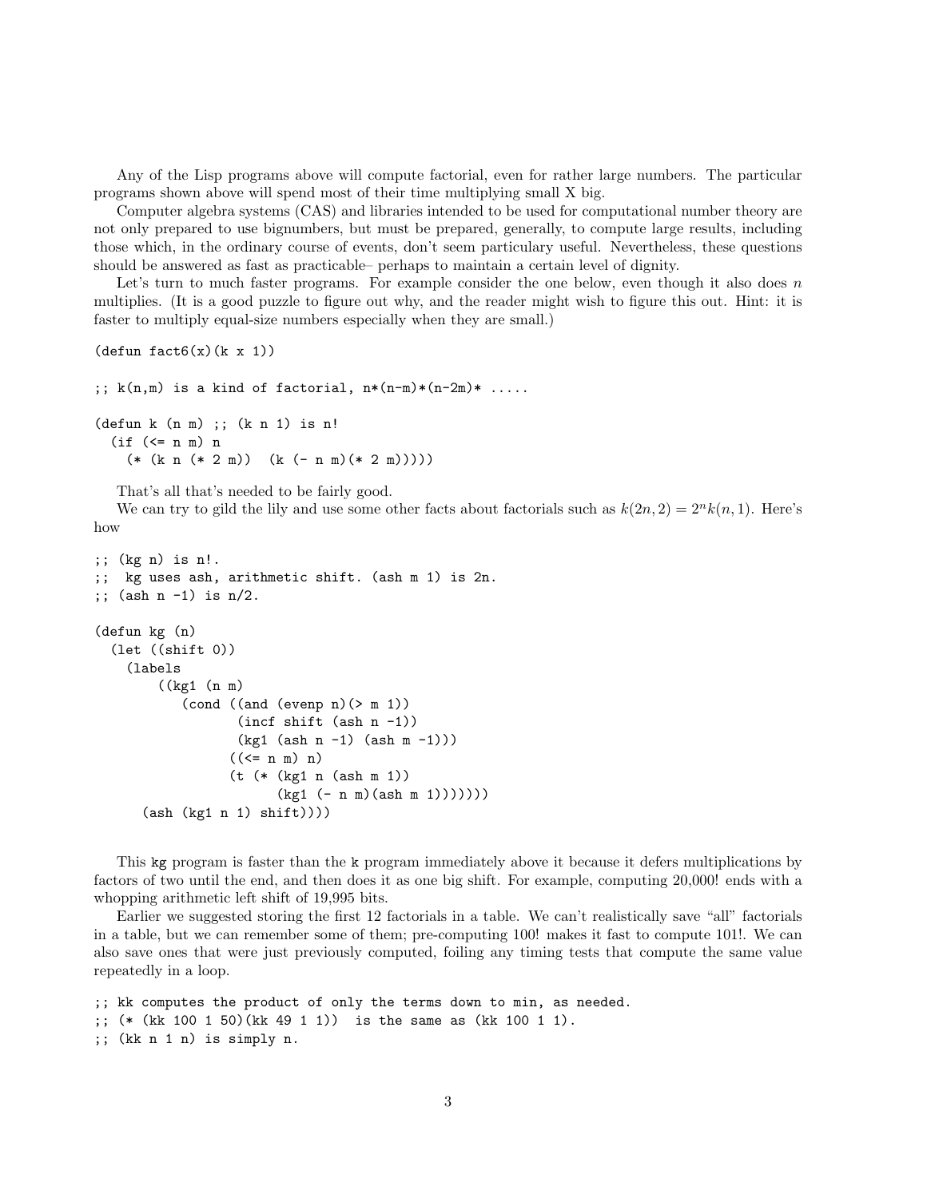Any of the Lisp programs above will compute factorial, even for rather large numbers. The particular programs shown above will spend most of their time multiplying small X big.

Computer algebra systems (CAS) and libraries intended to be used for computational number theory are not only prepared to use bignumbers, but must be prepared, generally, to compute large results, including those which, in the ordinary course of events, don't seem particulary useful. Nevertheless, these questions should be answered as fast as practicable– perhaps to maintain a certain level of dignity.

Let's turn to much faster programs. For example consider the one below, even though it also does $n$ multiplies. (It is a good puzzle to figure out why, and the reader might wish to figure this out. Hint: it is faster to multiply equal-size numbers especially when they are small.)

```
(defun fact6(x)(k x 1))

;; k(n,m) is a kind of factorial, n*(n-m)*(n-2m)* .....

(defun k (n m) ;; (k n 1) is n!
  (if (<= n m) n
    (* (k n (* 2 m))  (k (- n m)(* 2 m)))))
```

That's all that's needed to be fairly good.

We can try to gild the lily and use some other facts about factorials such as $k(2n, 2) = 2^n k(n, 1)$. Here's how

```
;; (kg n) is n!.
;;  kg uses ash, arithmetic shift. (ash m 1) is 2n.
;; (ash n -1) is n/2.

(defun kg (n)
  (let ((shift 0))
    (labels
        ((kg1 (n m)
           (cond ((and (evenp n)(> m 1))
                  (incf shift (ash n -1))
                  (kg1 (ash n -1) (ash m -1)))
                 ((<= n m) n)
                 (t (* (kg1 n (ash m 1))
                       (kg1 (- n m)(ash m 1)))))))
      (ash (kg1 n 1) shift))))
```

This `kg` program is faster than the `k` program immediately above it because it defers multiplications by factors of two until the end, and then does it as one big shift. For example, computing 20,000! ends with a whopping arithmetic left shift of 19,995 bits.

Earlier we suggested storing the first 12 factorials in a table. We can't realistically save "all" factorials in a table, but we can remember some of them; pre-computing 100! makes it fast to compute 101!. We can also save ones that were just previously computed, foiling any timing tests that compute the same value repeatedly in a loop.

```
;; kk computes the product of only the terms down to min, as needed.
;; (* (kk 100 1 50)(kk 49 1 1))  is the same as (kk 100 1 1).
;; (kk n 1 n) is simply n.
```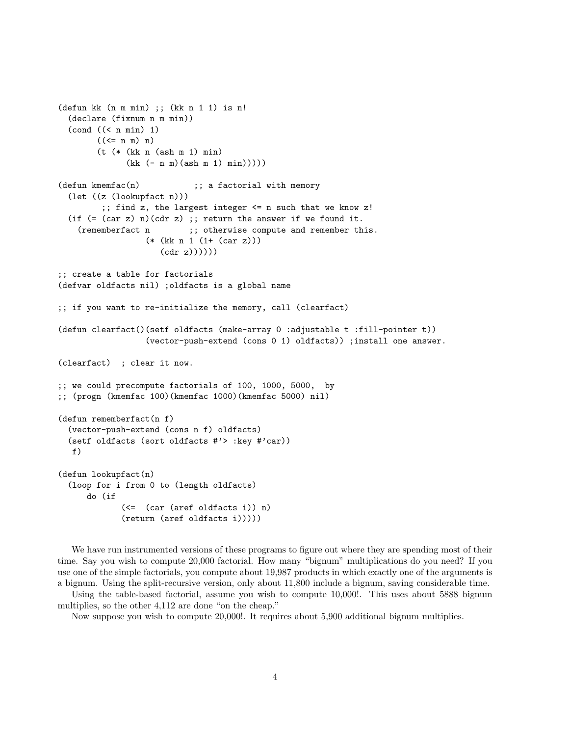```
(defun kk (n m min) ;; (kk n 1 1) is n!
  (declare (fixnum n m min))
  (cond ((< n min) 1)
        ((<= n m) n)
        (t (* (kk n (ash m 1) min)
              (kk (- n m)(ash m 1) min)))))

(defun kmemfac(n)            ;; a factorial with memory
  (let ((z (lookupfact n)))
        ;; find z, the largest integer <= n such that we know z!
  (if (= (car z) n)(cdr z) ;; return the answer if we found it.
    (rememberfact n        ;; otherwise compute and remember this.
                  (* (kk n 1 (1+ (car z)))
                     (cdr z))))))

;; create a table for factorials
(defvar oldfacts nil) ;oldfacts is a global name

;; if you want to re-initialize the memory, call (clearfact)

(defun clearfact()(setf oldfacts (make-array 0 :adjustable t :fill-pointer t))
                  (vector-push-extend (cons 0 1) oldfacts)) ;install one answer.

(clearfact)  ; clear it now.

;; we could precompute factorials of 100, 1000, 5000,  by
;; (progn (kmemfac 100)(kmemfac 1000)(kmemfac 5000) nil)

(defun rememberfact(n f)
  (vector-push-extend (cons n f) oldfacts)
  (setf oldfacts (sort oldfacts #'> :key #'car))
   f)

(defun lookupfact(n)
  (loop for i from 0 to (length oldfacts)
      do (if
             (<=  (car (aref oldfacts i)) n)
             (return (aref oldfacts i)))))
```

We have run instrumented versions of these programs to figure out where they are spending most of their time. Say you wish to compute 20,000 factorial. How many "bignum" multiplications do you need? If you use one of the simple factorials, you compute about 19,987 products in which exactly one of the arguments is a bignum. Using the split-recursive version, only about 11,800 include a bignum, saving considerable time.

Using the table-based factorial, assume you wish to compute 10,000!. This uses about 5888 bignum multiplies, so the other 4,112 are done "on the cheap."

Now suppose you wish to compute 20,000!. It requires about 5,900 additional bignum multiplies.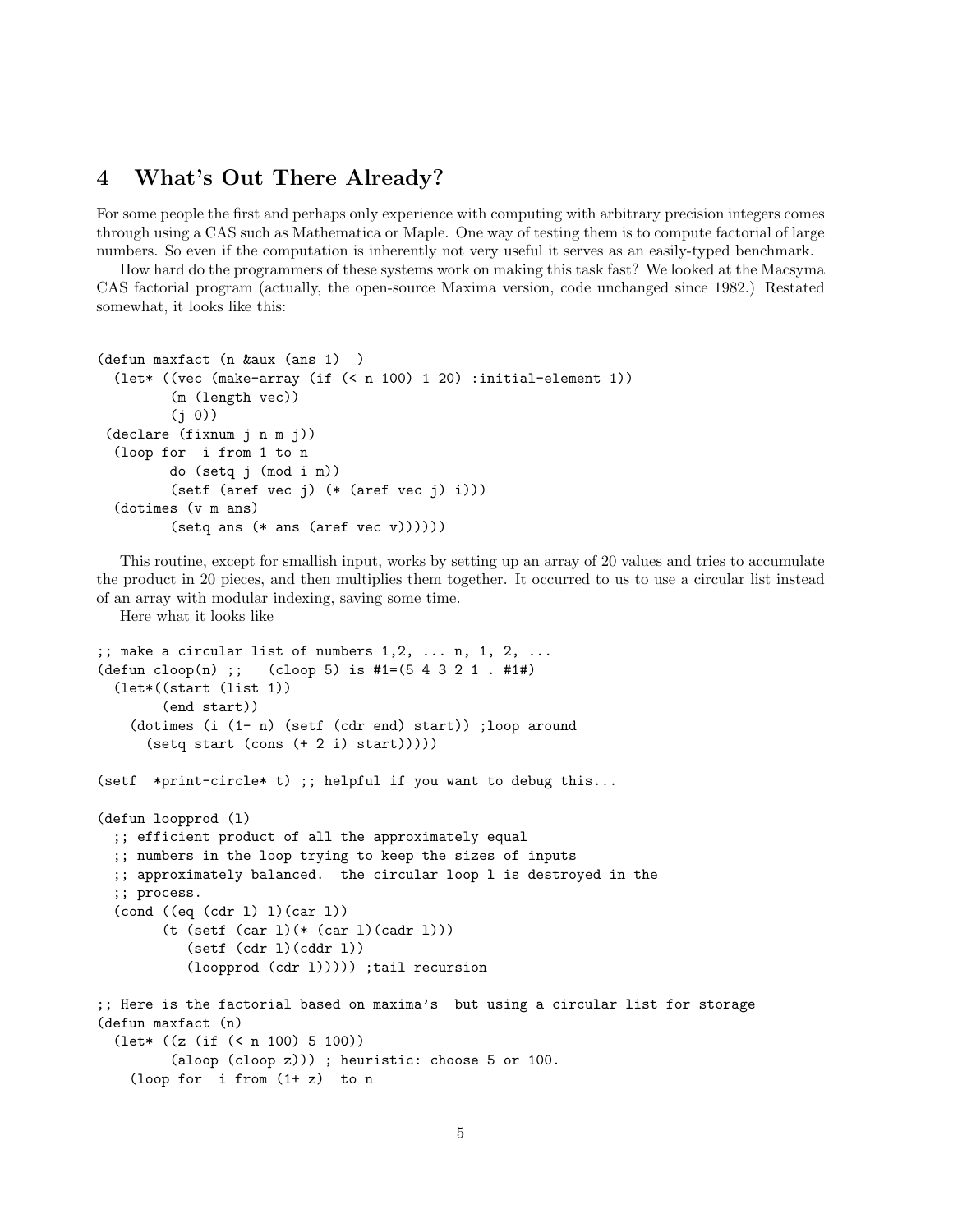## 4 What's Out There Already?

For some people the first and perhaps only experience with computing with arbitrary precision integers comes through using a CAS such as Mathematica or Maple. One way of testing them is to compute factorial of large numbers. So even if the computation is inherently not very useful it serves as an easily-typed benchmark.

How hard do the programmers of these systems work on making this task fast? We looked at the Macsyma CAS factorial program (actually, the open-source Maxima version, code unchanged since 1982.) Restated somewhat, it looks like this:

```
(defun maxfact (n &aux (ans 1)  )
  (let* ((vec (make-array (if (< n 100) 1 20) :initial-element 1))
         (m (length vec))
         (j 0))
 (declare (fixnum j n m j))
  (loop for  i from 1 to n
         do (setq j (mod i m))
         (setf (aref vec j) (* (aref vec j) i)))
  (dotimes (v m ans)
         (setq ans (* ans (aref vec v))))))
```

This routine, except for smallish input, works by setting up an array of 20 values and tries to accumulate the product in 20 pieces, and then multiplies them together. It occurred to us to use a circular list instead of an array with modular indexing, saving some time.

Here what it looks like

```
;; make a circular list of numbers 1,2, ... n, 1, 2, ...
(defun cloop(n) ;;   (cloop 5) is #1=(5 4 3 2 1 . #1#)
  (let*((start (list 1))
        (end start))
    (dotimes (i (1- n) (setf (cdr end) start)) ;loop around
      (setq start (cons (+ 2 i) start)))))

(setf  *print-circle* t) ;; helpful if you want to debug this...

(defun loopprod (l)
  ;; efficient product of all the approximately equal
  ;; numbers in the loop trying to keep the sizes of inputs
  ;; approximately balanced.  the circular loop l is destroyed in the
  ;; process.
  (cond ((eq (cdr l) l)(car l))
        (t (setf (car l)(* (car l)(cadr l)))
           (setf (cdr l)(cddr l))
           (loopprod (cdr l))))) ;tail recursion

;; Here is the factorial based on maxima's  but using a circular list for storage
(defun maxfact (n)
  (let* ((z (if (< n 100) 5 100))
         (aloop (cloop z))) ; heuristic: choose 5 or 100.
    (loop for  i from (1+ z)  to n
```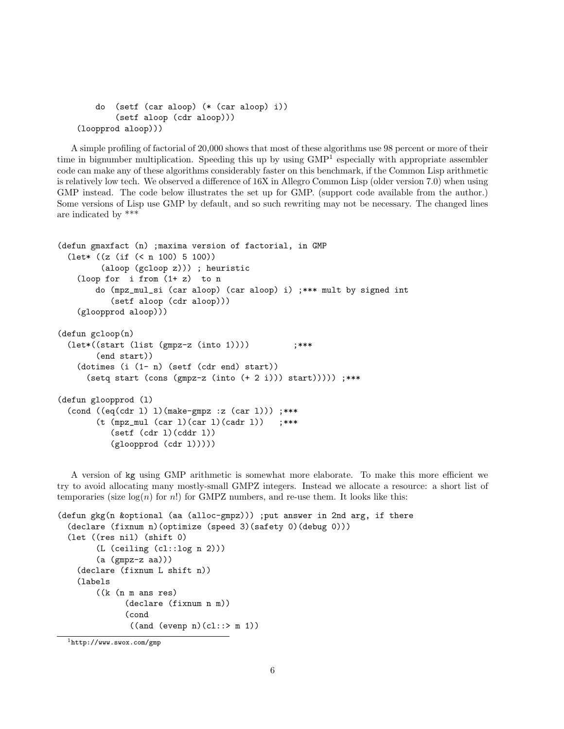```
        do  (setf (car aloop) (* (car aloop) i))
            (setf aloop (cdr aloop)))
    (loopprod aloop)))
```

A simple profiling of factorial of 20,000 shows that most of these algorithms use 98 percent or more of their time in bignumber multiplication. Speeding this up by using GMP[1] especially with appropriate assembler code can make any of these algorithms considerably faster on this benchmark, if the Common Lisp arithmetic is relatively low tech. We observed a difference of 16X in Allegro Common Lisp (older version 7.0) when using GMP instead. The code below illustrates the set up for GMP. (support code available from the author.) Some versions of Lisp use GMP by default, and so such rewriting may not be necessary. The changed lines are indicated by ***

```
(defun gmaxfact (n) ;maxima version of factorial, in GMP
  (let* ((z (if (< n 100) 5 100))
         (aloop (gcloop z))) ; heuristic
    (loop for  i from (1+ z)  to n
        do (mpz_mul_si (car aloop) (car aloop) i) ;*** mult by signed int
           (setf aloop (cdr aloop)))
    (glooprod aloop)))

(defun gcloop(n)
  (let*((start (list (gmpz-z (into 1))))         ;***
        (end start))
    (dotimes (i (1- n) (setf (cdr end) start))
      (setq start (cons (gmpz-z (into (+ 2 i))) start))))) ;***

(defun glooprod (l)
  (cond ((eq(cdr l) l)(make-gmpz :z (car l))) ;***
        (t (mpz_mul (car l)(car l)(cadr l))   ;***
           (setf (cdr l)(cddr l))
           (glooprod (cdr l)))))
```

A version of kg using GMP arithmetic is somewhat more elaborate. To make this more efficient we try to avoid allocating many mostly-small GMPZ integers. Instead we allocate a resource: a short list of temporaries (size $\log(n)$ for $n!$) for GMPZ numbers, and re-use them. It looks like this:

```
(defun gkg(n &optional (aa (alloc-gmpz))) ;put answer in 2nd arg, if there
  (declare (fixnum n)(optimize (speed 3)(safety 0)(debug 0)))
  (let ((res nil) (shift 0)
        (L (ceiling (cl::log n 2)))
        (a (gmpz-z aa)))
    (declare (fixnum L shift n))
    (labels
        ((k (n m ans res)
             (declare (fixnum n m))
             (cond
              ((and (evenp n)(cl::> m 1))
```

[1] http://www.swox.com/gmp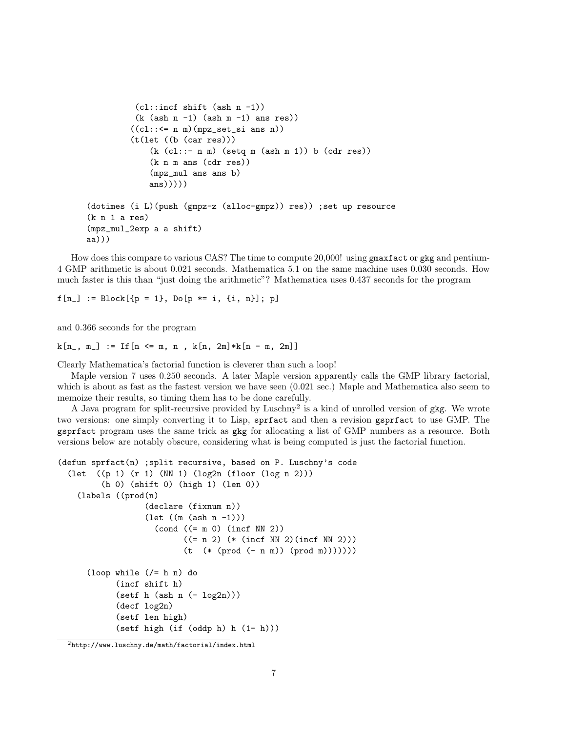```
              (cl::incf shift (ash n -1))
              (k (ash n -1) (ash m -1) ans res))
             ((cl::<= n m)(mpz_set_si ans n))
             (t(let ((b (car res)))
                 (k (cl::- n m) (setq m (ash m 1)) b (cdr res))
                 (k n m ans (cdr res))
                 (mpz_mul ans ans b)
                 ans)))))

      (dotimes (i L)(push (gmpz-z (alloc-gmpz)) res)) ;set up resource
      (k n 1 a res)
      (mpz_mul_2exp a a shift)
      aa)))
```

How does this compare to various CAS? The time to compute 20,000! using `gmaxfact` or `gkg` and pentium-4 GMP arithmetic is about 0.021 seconds. Mathematica 5.1 on the same machine uses 0.030 seconds. How much faster is this than "just doing the arithmetic"? Mathematica uses 0.437 seconds for the program

```
f[n_] := Block[{p = 1}, Do[p *= i, {i, n}]; p]
```

and 0.366 seconds for the program

```
k[n_, m_] := If[n <= m, n , k[n, 2m]*k[n - m, 2m]]
```

Clearly Mathematica's factorial function is cleverer than such a loop!

Maple version 7 uses 0.250 seconds. A later Maple version apparently calls the GMP library factorial, which is about as fast as the fastest version we have seen (0.021 sec.) Maple and Mathematica also seem to memoize their results, so timing them has to be done carefully.

A Java program for split-recursive provided by Luschny[2] is a kind of unrolled version of `gkg`. We wrote two versions: one simply converting it to Lisp, `sprfact` and then a revision `gsprfact` to use GMP. The `gsprfact` program uses the same trick as `gkg` for allocating a list of GMP numbers as a resource. Both versions below are notably obscure, considering what is being computed is just the factorial function.

```
(defun sprfact(n) ;split recursive, based on P. Luschny's code
  (let  ((p 1) (r 1) (NN 1) (log2n (floor (log n 2)))
         (h 0) (shift 0) (high 1) (len 0))
    (labels ((prod(n)
                  (declare (fixnum n))
                  (let ((m (ash n -1)))
                    (cond ((= m 0) (incf NN 2))
                          ((= n 2) (* (incf NN 2)(incf NN 2)))
                          (t  (* (prod (- n m)) (prod m)))))))

      (loop while (/= h n) do
            (incf shift h)
            (setf h (ash n (- log2n)))
            (decf log2n)
            (setf len high)
            (setf high (if (oddp h) h (1- h)))
```

[2] http://www.luschny.de/math/factorial/index.html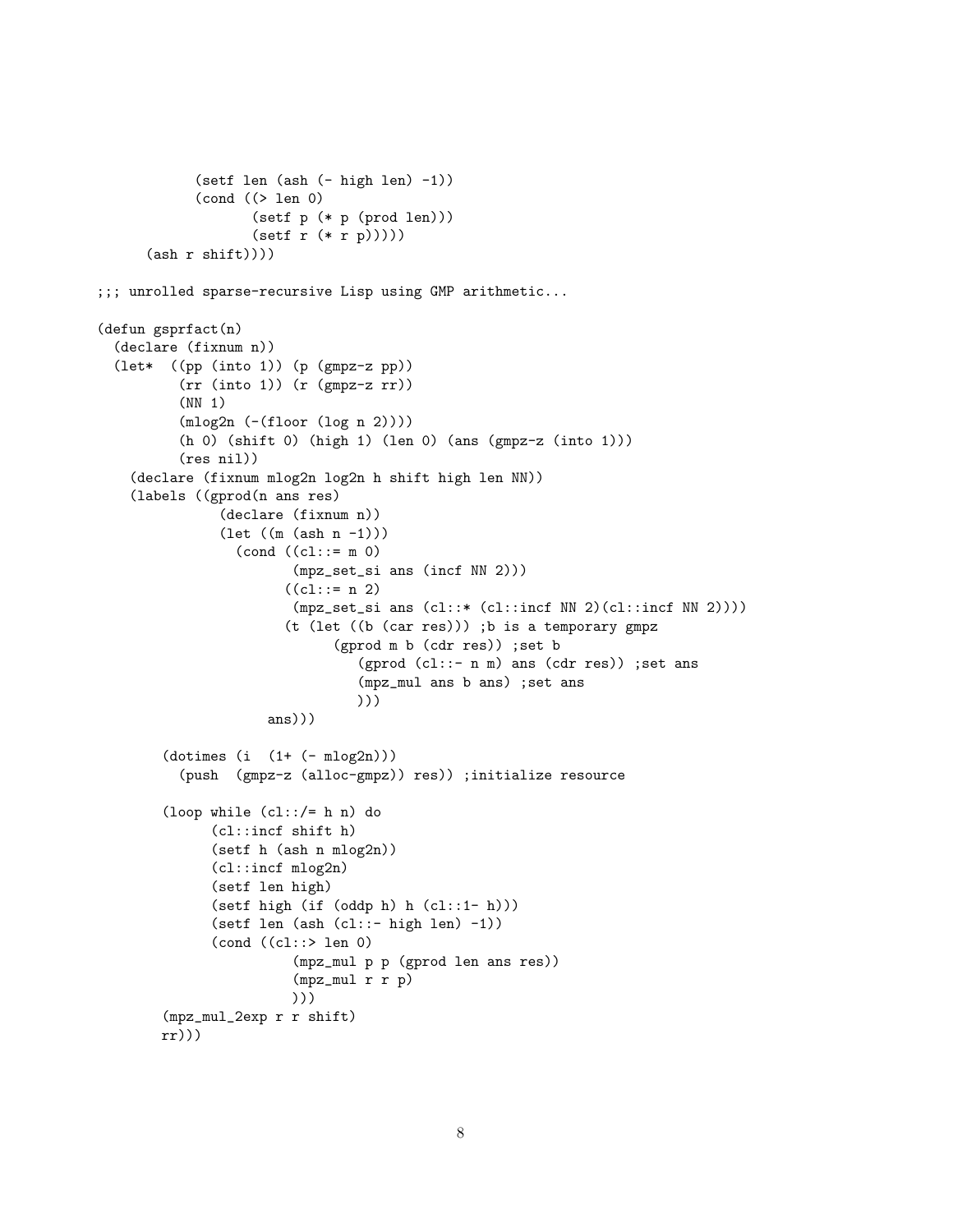```
            (setf len (ash (- high len) -1))
            (cond ((> len 0)
                   (setf p (* p (prod len)))
                   (setf r (* r p)))))
      (ash r shift))))
```

```
;;; unrolled sparse-recursive Lisp using GMP arithmetic...

(defun gsprfact(n)
  (declare (fixnum n))
  (let*  ((pp (into 1)) (p (gmpz-z pp))
          (rr (into 1)) (r (gmpz-z rr))
          (NN 1)
          (mlog2n (-(floor (log n 2))))
          (h 0) (shift 0) (high 1) (len 0) (ans (gmpz-z (into 1)))
          (res nil))
    (declare (fixnum mlog2n log2n h shift high len NN))
    (labels ((gprod(n ans res)
               (declare (fixnum n))
               (let ((m (ash n -1)))
                 (cond ((cl::= m 0)
                        (mpz_set_si ans (incf NN 2)))
                       ((cl::= n 2)
                        (mpz_set_si ans (cl::* (cl::incf NN 2)(cl::incf NN 2))))
                       (t (let ((b (car res))) ;b is a temporary gmpz
                            (gprod m b (cdr res)) ;set b
                               (gprod (cl::- n m) ans (cdr res)) ;set ans
                               (mpz_mul ans b ans) ;set ans
                               )))
                     ans)))

        (dotimes (i  (1+ (- mlog2n)))
          (push  (gmpz-z (alloc-gmpz)) res)) ;initialize resource

        (loop while (cl::/= h n) do
              (cl::incf shift h)
              (setf h (ash n mlog2n))
              (cl::incf mlog2n)
              (setf len high)
              (setf high (if (oddp h) h (cl::1- h)))
              (setf len (ash (cl::- high len) -1))
              (cond ((cl::> len 0)
                     (mpz_mul p p (gprod len ans res))
                     (mpz_mul r r p)
                     )))
        (mpz_mul_2exp r r shift)
        rr)))
```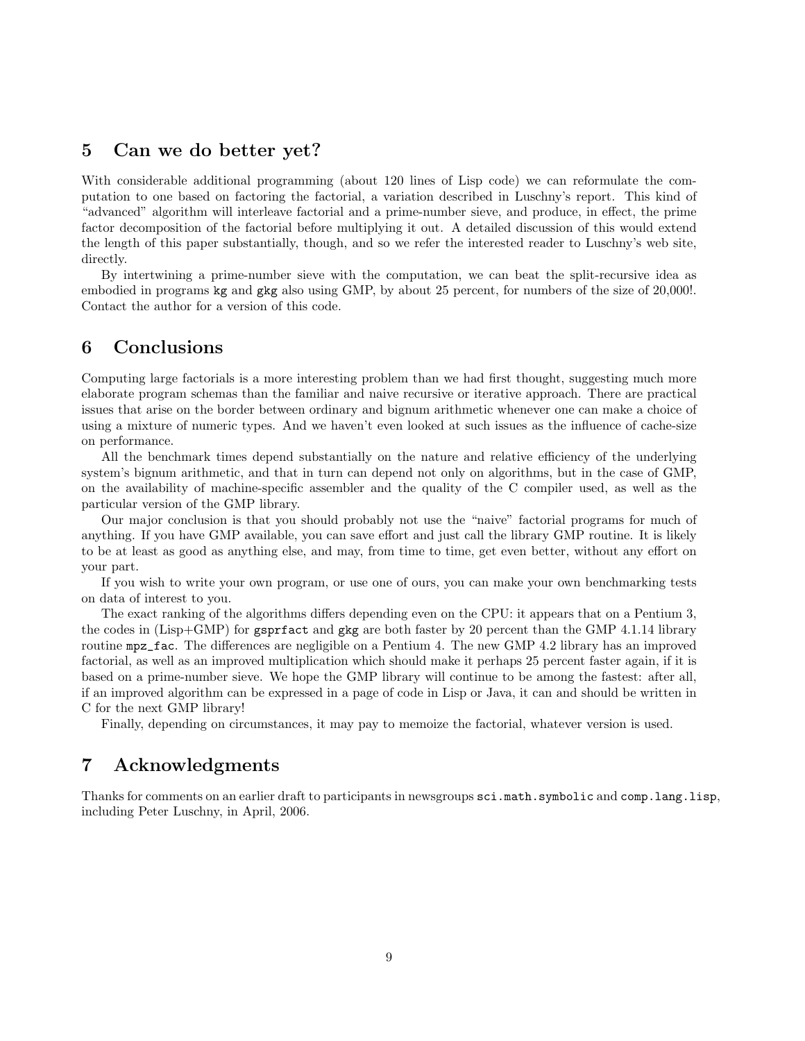## 5 Can we do better yet?

With considerable additional programming (about 120 lines of Lisp code) we can reformulate the computation to one based on factoring the factorial, a variation described in Luschny's report. This kind of "advanced" algorithm will interleave factorial and a prime-number sieve, and produce, in effect, the prime factor decomposition of the factorial before multiplying it out. A detailed discussion of this would extend the length of this paper substantially, though, and so we refer the interested reader to Luschny's web site, directly.

By intertwining a prime-number sieve with the computation, we can beat the split-recursive idea as embodied in programs `kg` and `gkg` also using GMP, by about 25 percent, for numbers of the size of 20,000!. Contact the author for a version of this code.

## 6 Conclusions

Computing large factorials is a more interesting problem than we had first thought, suggesting much more elaborate program schemas than the familiar and naive recursive or iterative approach. There are practical issues that arise on the border between ordinary and bignum arithmetic whenever one can make a choice of using a mixture of numeric types. And we haven't even looked at such issues as the influence of cache-size on performance.

All the benchmark times depend substantially on the nature and relative efficiency of the underlying system's bignum arithmetic, and that in turn can depend not only on algorithms, but in the case of GMP, on the availability of machine-specific assembler and the quality of the C compiler used, as well as the particular version of the GMP library.

Our major conclusion is that you should probably not use the "naive" factorial programs for much of anything. If you have GMP available, you can save effort and just call the library GMP routine. It is likely to be at least as good as anything else, and may, from time to time, get even better, without any effort on your part.

If you wish to write your own program, or use one of ours, you can make your own benchmarking tests on data of interest to you.

The exact ranking of the algorithms differs depending even on the CPU: it appears that on a Pentium 3, the codes in (Lisp+GMP) for `gsprfact` and `gkg` are both faster by 20 percent than the GMP 4.1.14 library routine `mpz_fac`. The differences are negligible on a Pentium 4. The new GMP 4.2 library has an improved factorial, as well as an improved multiplication which should make it perhaps 25 percent faster again, if it is based on a prime-number sieve. We hope the GMP library will continue to be among the fastest: after all, if an improved algorithm can be expressed in a page of code in Lisp or Java, it can and should be written in C for the next GMP library!

Finally, depending on circumstances, it may pay to memoize the factorial, whatever version is used.

## 7 Acknowledgments

Thanks for comments on an earlier draft to participants in newsgroups `sci.math.symbolic` and `comp.lang.lisp`, including Peter Luschny, in April, 2006.